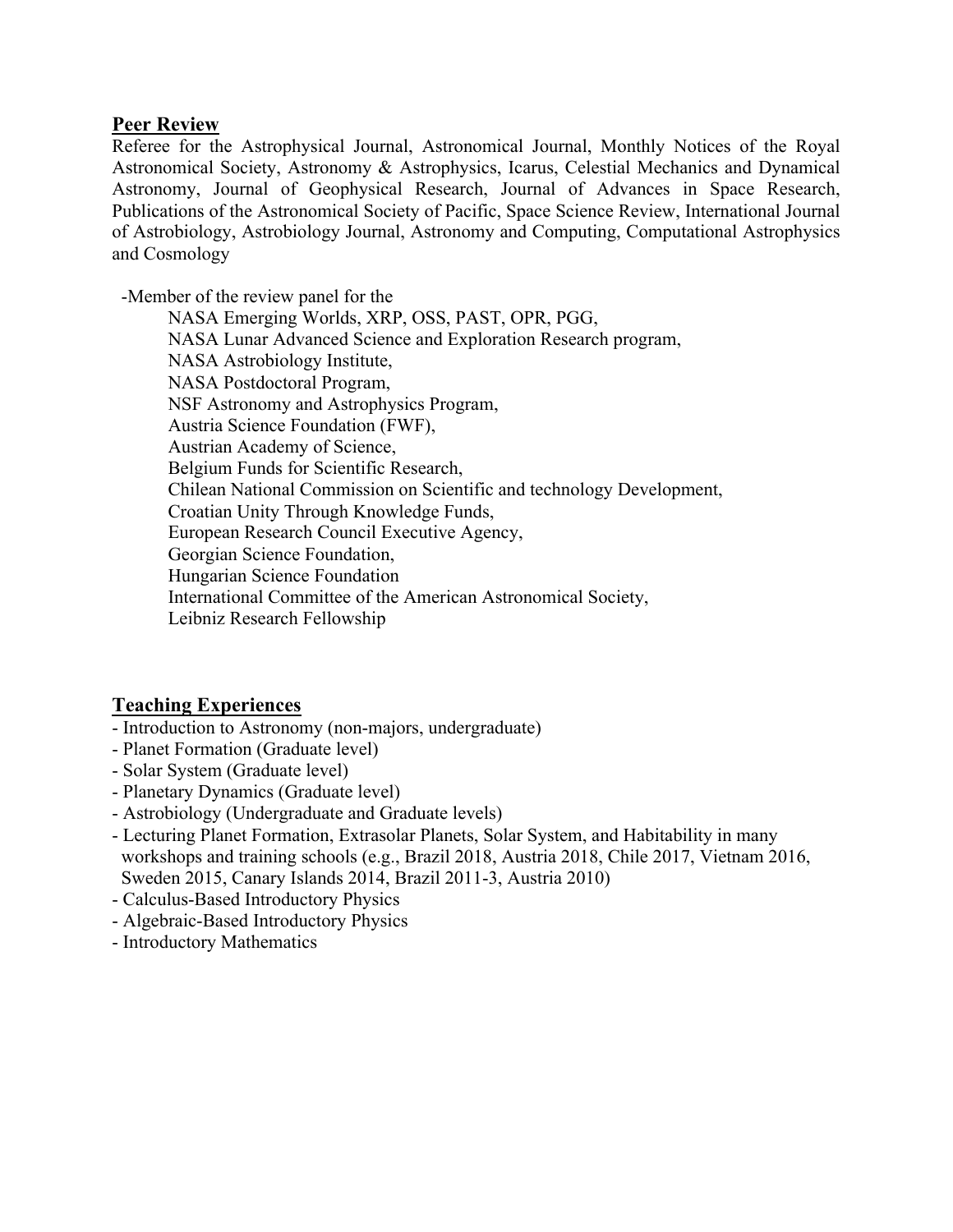## Peer Review

Referee for the Astrophysical Journal, Astronomical Journal, Monthly Notices of the Royal Astronomical Society, Astronomy & Astrophysics, Icarus, Celestial Mechanics and Dynamical Astronomy, Journal of Geophysical Research, Journal of Advances in Space Research, Publications of the Astronomical Society of Pacific, Space Science Review, International Journal of Astrobiology, Astrobiology Journal, Astronomy and Computing, Computational Astrophysics and Cosmology

-Member of the review panel for the

- NASA Emerging Worlds, XRP, OSS, PAST, OPR, PGG,
- NASA Lunar Advanced Science and Exploration Research program,
- NASA Astrobiology Institute,
- NASA Postdoctoral Program,
- NSF Astronomy and Astrophysics Program,
- Austria Science Foundation (FWF),
- Austrian Academy of Science,
- Belgium Funds for Scientific Research,
- Chilean National Commission on Scientific and technology Development,
- Croatian Unity Through Knowledge Funds,
- European Research Council Executive Agency,
- Georgian Science Foundation,
- Hungarian Science Foundation
- International Committee of the American Astronomical Society,
- Leibniz Research Fellowship

## Teaching Experiences

- Introduction to Astronomy (non-majors, undergraduate)
- Planet Formation (Graduate level)
- Solar System (Graduate level)
- Planetary Dynamics (Graduate level)
- Astrobiology (Undergraduate and Graduate levels)
- Lecturing Planet Formation, Extrasolar Planets, Solar System, and Habitability in many workshops and training schools (e.g., Brazil 2018, Austria 2018, Chile 2017, Vietnam 2016, Sweden 2015, Canary Islands 2014, Brazil 2011-3, Austria 2010)
- Calculus-Based Introductory Physics
- Algebraic-Based Introductory Physics
- Introductory Mathematics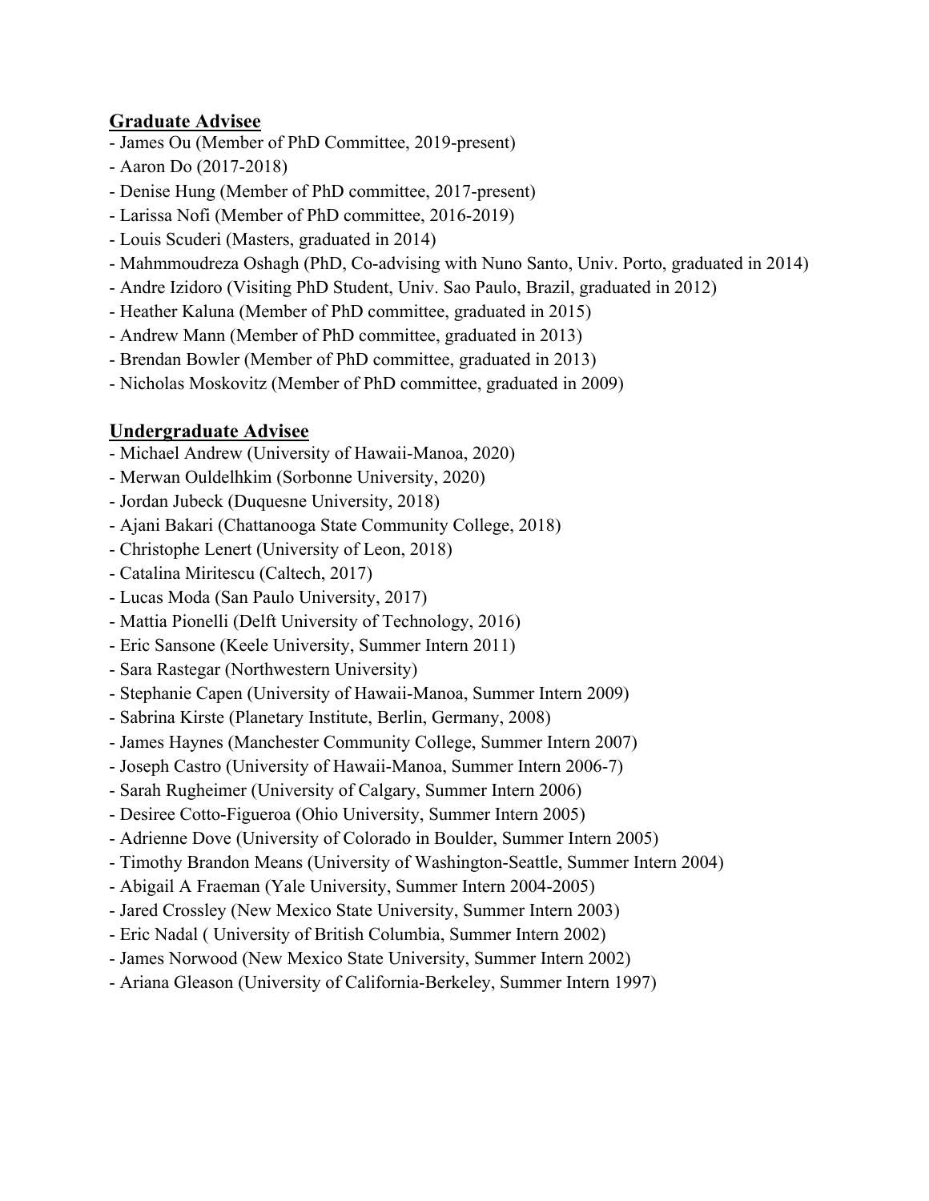## Graduate Advisee

- James Ou (Member of PhD Committee, 2019-present)
- Aaron Do (2017-2018)
- Denise Hung (Member of PhD committee, 2017-present)
- Larissa Nofi (Member of PhD committee, 2016-2019)
- Louis Scuderi (Masters, graduated in 2014)
- Mahmmoudreza Oshagh (PhD, Co-advising with Nuno Santo, Univ. Porto, graduated in 2014)
- Andre Izidoro (Visiting PhD Student, Univ. Sao Paulo, Brazil, graduated in 2012)
- Heather Kaluna (Member of PhD committee, graduated in 2015)
- Andrew Mann (Member of PhD committee, graduated in 2013)
- Brendan Bowler (Member of PhD committee, graduated in 2013)
- Nicholas Moskovitz (Member of PhD committee, graduated in 2009)

## Undergraduate Advisee

- Michael Andrew (University of Hawaii-Manoa, 2020)
- Merwan Ouldelhkim (Sorbonne University, 2020)
- Jordan Jubeck (Duquesne University, 2018)
- Ajani Bakari (Chattanooga State Community College, 2018)
- Christophe Lenert (University of Leon, 2018)
- Catalina Miritescu (Caltech, 2017)
- Lucas Moda (San Paulo University, 2017)
- Mattia Pionelli (Delft University of Technology, 2016)
- Eric Sansone (Keele University, Summer Intern 2011)
- Sara Rastegar (Northwestern University)
- Stephanie Capen (University of Hawaii-Manoa, Summer Intern 2009)
- Sabrina Kirste (Planetary Institute, Berlin, Germany, 2008)
- James Haynes (Manchester Community College, Summer Intern 2007)
- Joseph Castro (University of Hawaii-Manoa, Summer Intern 2006-7)
- Sarah Rugheimer (University of Calgary, Summer Intern 2006)
- Desiree Cotto-Figueroa (Ohio University, Summer Intern 2005)
- Adrienne Dove (University of Colorado in Boulder, Summer Intern 2005)
- Timothy Brandon Means (University of Washington-Seattle, Summer Intern 2004)
- Abigail A Fraeman (Yale University, Summer Intern 2004-2005)
- Jared Crossley (New Mexico State University, Summer Intern 2003)
- Eric Nadal ( University of British Columbia, Summer Intern 2002)
- James Norwood (New Mexico State University, Summer Intern 2002)
- Ariana Gleason (University of California-Berkeley, Summer Intern 1997)